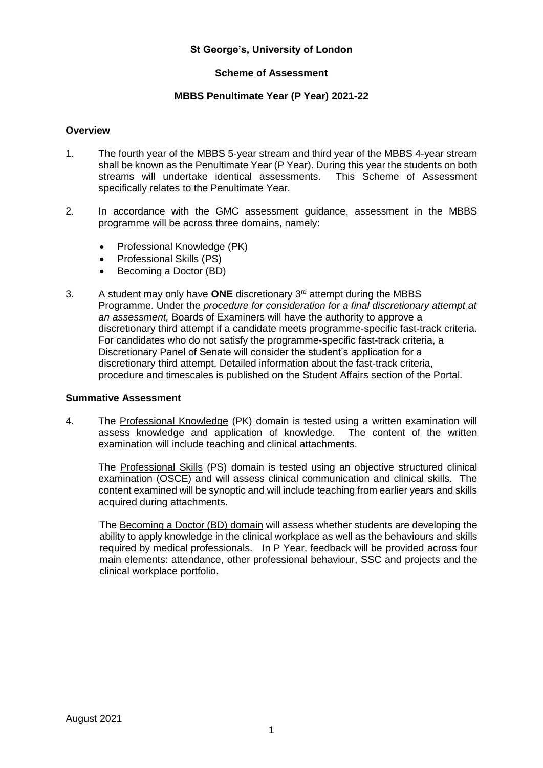**St George's, University of London**

**Scheme of Assessment**

**MBBS Penultimate Year (P Year) 2021-22**

## Overview

1. The fourth year of the MBBS 5-year stream and third year of the MBBS 4-year stream shall be known as the Penultimate Year (P Year). During this year the students on both streams will undertake identical assessments. This Scheme of Assessment specifically relates to the Penultimate Year.

2. In accordance with the GMC assessment guidance, assessment in the MBBS programme will be across three domains, namely:

   - Professional Knowledge (PK)
   - Professional Skills (PS)
   - Becoming a Doctor (BD)

3. A student may only have **ONE** discretionary 3rd attempt during the MBBS Programme. Under the *procedure for consideration for a final discretionary attempt at an assessment,* Boards of Examiners will have the authority to approve a discretionary third attempt if a candidate meets programme-specific fast-track criteria. For candidates who do not satisfy the programme-specific fast-track criteria, a Discretionary Panel of Senate will consider the student's application for a discretionary third attempt. Detailed information about the fast-track criteria, procedure and timescales is published on the Student Affairs section of the Portal.

## Summative Assessment

4. The Professional Knowledge (PK) domain is tested using a written examination will assess knowledge and application of knowledge. The content of the written examination will include teaching and clinical attachments.

   The Professional Skills (PS) domain is tested using an objective structured clinical examination (OSCE) and will assess clinical communication and clinical skills. The content examined will be synoptic and will include teaching from earlier years and skills acquired during attachments.

   The Becoming a Doctor (BD) domain will assess whether students are developing the ability to apply knowledge in the clinical workplace as well as the behaviours and skills required by medical professionals. In P Year, feedback will be provided across four main elements: attendance, other professional behaviour, SSC and projects and the clinical workplace portfolio.

August 2021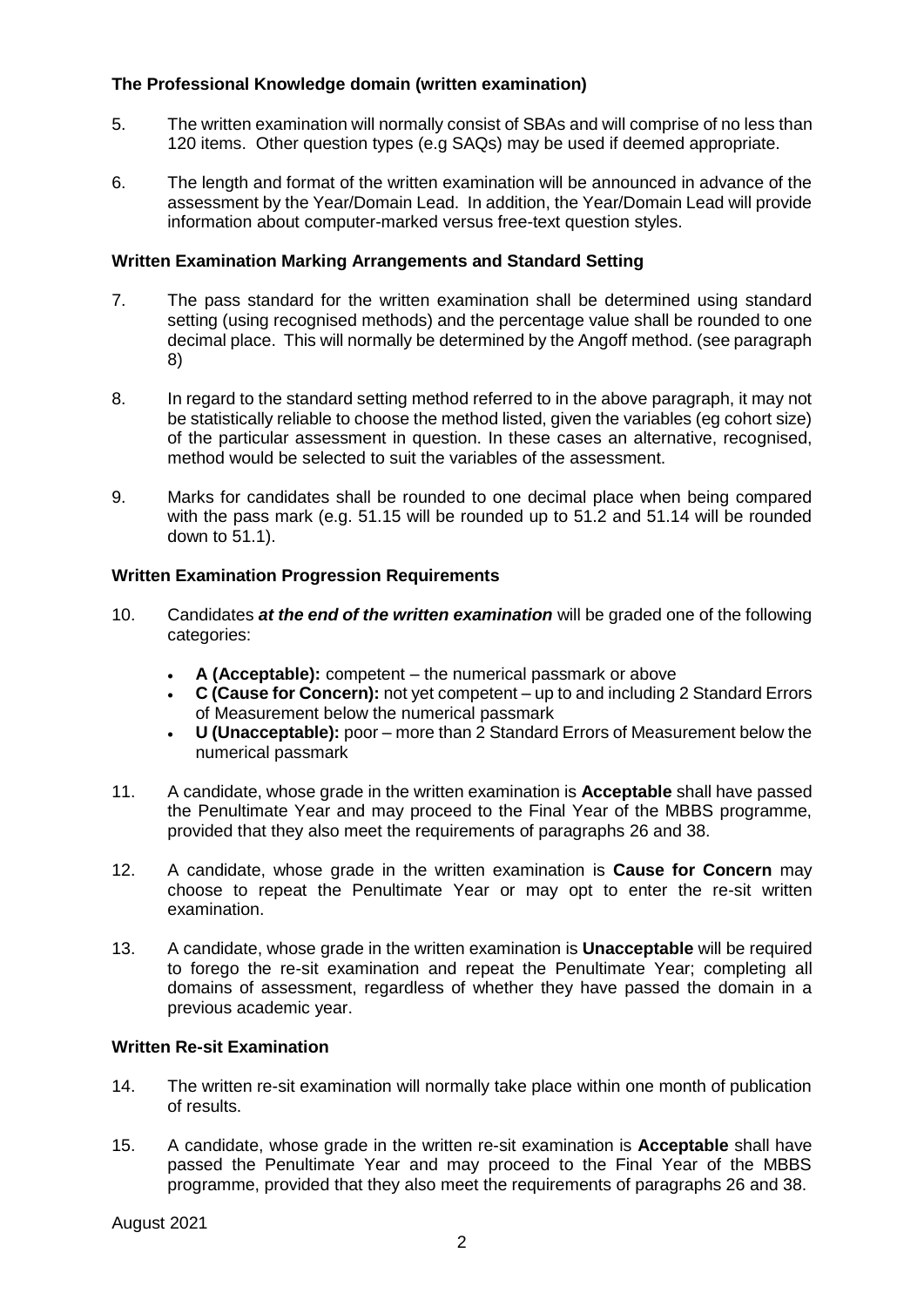**The Professional Knowledge domain (written examination)**

5. The written examination will normally consist of SBAs and will comprise of no less than 120 items. Other question types (e.g SAQs) may be used if deemed appropriate.

6. The length and format of the written examination will be announced in advance of the assessment by the Year/Domain Lead. In addition, the Year/Domain Lead will provide information about computer-marked versus free-text question styles.

**Written Examination Marking Arrangements and Standard Setting**

7. The pass standard for the written examination shall be determined using standard setting (using recognised methods) and the percentage value shall be rounded to one decimal place. This will normally be determined by the Angoff method. (see paragraph 8)

8. In regard to the standard setting method referred to in the above paragraph, it may not be statistically reliable to choose the method listed, given the variables (eg cohort size) of the particular assessment in question. In these cases an alternative, recognised, method would be selected to suit the variables of the assessment.

9. Marks for candidates shall be rounded to one decimal place when being compared with the pass mark (e.g. 51.15 will be rounded up to 51.2 and 51.14 will be rounded down to 51.1).

**Written Examination Progression Requirements**

10. Candidates ***at the end of the written examination*** will be graded one of the following categories:

    - **A (Acceptable):** competent – the numerical passmark or above
    - **C (Cause for Concern):** not yet competent – up to and including 2 Standard Errors of Measurement below the numerical passmark
    - **U (Unacceptable):** poor – more than 2 Standard Errors of Measurement below the numerical passmark

11. A candidate, whose grade in the written examination is **Acceptable** shall have passed the Penultimate Year and may proceed to the Final Year of the MBBS programme, provided that they also meet the requirements of paragraphs 26 and 38.

12. A candidate, whose grade in the written examination is **Cause for Concern** may choose to repeat the Penultimate Year or may opt to enter the re-sit written examination.

13. A candidate, whose grade in the written examination is **Unacceptable** will be required to forego the re-sit examination and repeat the Penultimate Year; completing all domains of assessment, regardless of whether they have passed the domain in a previous academic year.

**Written Re-sit Examination**

14. The written re-sit examination will normally take place within one month of publication of results.

15. A candidate, whose grade in the written re-sit examination is **Acceptable** shall have passed the Penultimate Year and may proceed to the Final Year of the MBBS programme, provided that they also meet the requirements of paragraphs 26 and 38.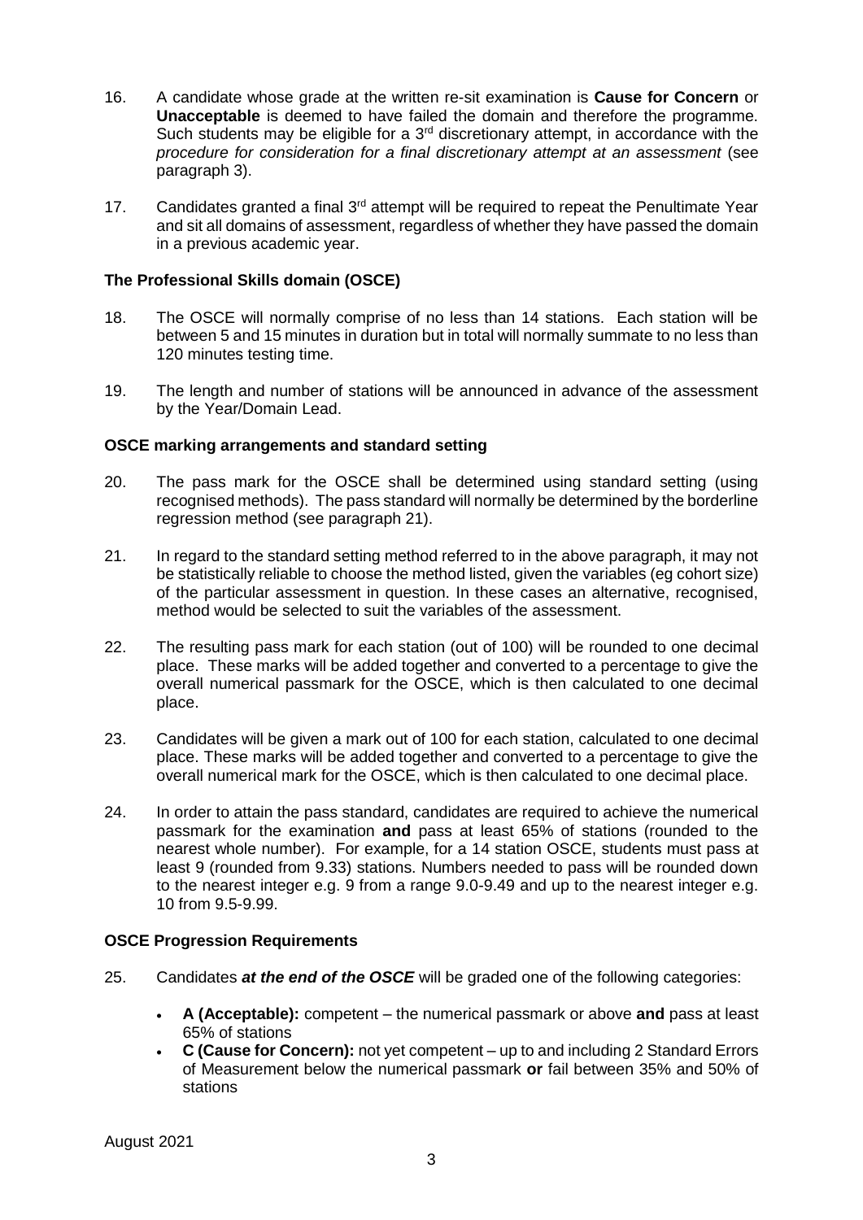16. A candidate whose grade at the written re-sit examination is **Cause for Concern** or **Unacceptable** is deemed to have failed the domain and therefore the programme. Such students may be eligible for a 3rd discretionary attempt, in accordance with the *procedure for consideration for a final discretionary attempt at an assessment* (see paragraph 3).

17. Candidates granted a final 3rd attempt will be required to repeat the Penultimate Year and sit all domains of assessment, regardless of whether they have passed the domain in a previous academic year.

**The Professional Skills domain (OSCE)**

18. The OSCE will normally comprise of no less than 14 stations. Each station will be between 5 and 15 minutes in duration but in total will normally summate to no less than 120 minutes testing time.

19. The length and number of stations will be announced in advance of the assessment by the Year/Domain Lead.

**OSCE marking arrangements and standard setting**

20. The pass mark for the OSCE shall be determined using standard setting (using recognised methods). The pass standard will normally be determined by the borderline regression method (see paragraph 21).

21. In regard to the standard setting method referred to in the above paragraph, it may not be statistically reliable to choose the method listed, given the variables (eg cohort size) of the particular assessment in question. In these cases an alternative, recognised, method would be selected to suit the variables of the assessment.

22. The resulting pass mark for each station (out of 100) will be rounded to one decimal place. These marks will be added together and converted to a percentage to give the overall numerical passmark for the OSCE, which is then calculated to one decimal place.

23. Candidates will be given a mark out of 100 for each station, calculated to one decimal place. These marks will be added together and converted to a percentage to give the overall numerical mark for the OSCE, which is then calculated to one decimal place.

24. In order to attain the pass standard, candidates are required to achieve the numerical passmark for the examination **and** pass at least 65% of stations (rounded to the nearest whole number). For example, for a 14 station OSCE, students must pass at least 9 (rounded from 9.33) stations. Numbers needed to pass will be rounded down to the nearest integer e.g. 9 from a range 9.0-9.49 and up to the nearest integer e.g. 10 from 9.5-9.99.

**OSCE Progression Requirements**

25. Candidates ***at the end of the OSCE*** will be graded one of the following categories:

- **A (Acceptable):** competent – the numerical passmark or above **and** pass at least 65% of stations
- **C (Cause for Concern):** not yet competent – up to and including 2 Standard Errors of Measurement below the numerical passmark **or** fail between 35% and 50% of stations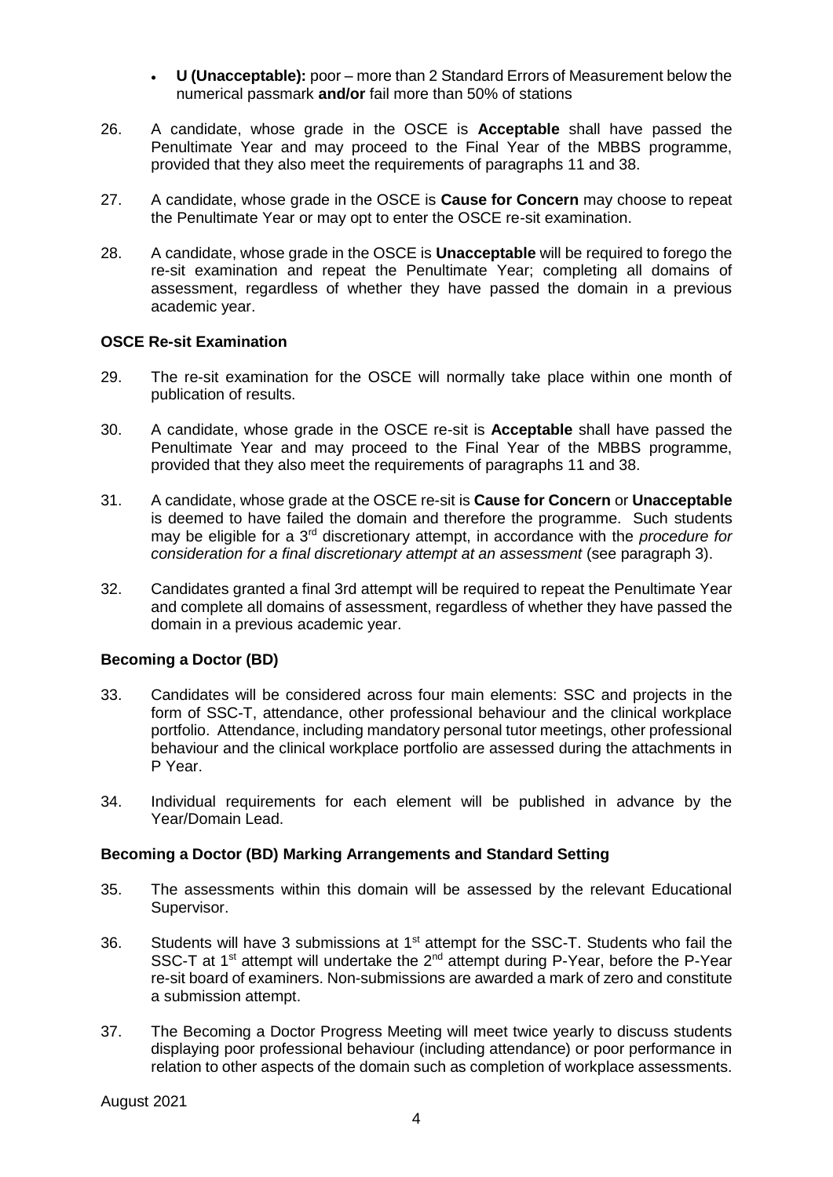- **U (Unacceptable):** poor – more than 2 Standard Errors of Measurement below the numerical passmark **and/or** fail more than 50% of stations

26. A candidate, whose grade in the OSCE is **Acceptable** shall have passed the Penultimate Year and may proceed to the Final Year of the MBBS programme, provided that they also meet the requirements of paragraphs 11 and 38.

27. A candidate, whose grade in the OSCE is **Cause for Concern** may choose to repeat the Penultimate Year or may opt to enter the OSCE re-sit examination.

28. A candidate, whose grade in the OSCE is **Unacceptable** will be required to forego the re-sit examination and repeat the Penultimate Year; completing all domains of assessment, regardless of whether they have passed the domain in a previous academic year.

**OSCE Re-sit Examination**

29. The re-sit examination for the OSCE will normally take place within one month of publication of results.

30. A candidate, whose grade in the OSCE re-sit is **Acceptable** shall have passed the Penultimate Year and may proceed to the Final Year of the MBBS programme, provided that they also meet the requirements of paragraphs 11 and 38.

31. A candidate, whose grade at the OSCE re-sit is **Cause for Concern** or **Unacceptable** is deemed to have failed the domain and therefore the programme. Such students may be eligible for a 3rd discretionary attempt, in accordance with the *procedure for consideration for a final discretionary attempt at an assessment* (see paragraph 3).

32. Candidates granted a final 3rd attempt will be required to repeat the Penultimate Year and complete all domains of assessment, regardless of whether they have passed the domain in a previous academic year.

**Becoming a Doctor (BD)**

33. Candidates will be considered across four main elements: SSC and projects in the form of SSC-T, attendance, other professional behaviour and the clinical workplace portfolio. Attendance, including mandatory personal tutor meetings, other professional behaviour and the clinical workplace portfolio are assessed during the attachments in P Year.

34. Individual requirements for each element will be published in advance by the Year/Domain Lead.

**Becoming a Doctor (BD) Marking Arrangements and Standard Setting**

35. The assessments within this domain will be assessed by the relevant Educational Supervisor.

36. Students will have 3 submissions at 1st attempt for the SSC-T. Students who fail the SSC-T at 1st attempt will undertake the 2nd attempt during P-Year, before the P-Year re-sit board of examiners. Non-submissions are awarded a mark of zero and constitute a submission attempt.

37. The Becoming a Doctor Progress Meeting will meet twice yearly to discuss students displaying poor professional behaviour (including attendance) or poor performance in relation to other aspects of the domain such as completion of workplace assessments.

August 2021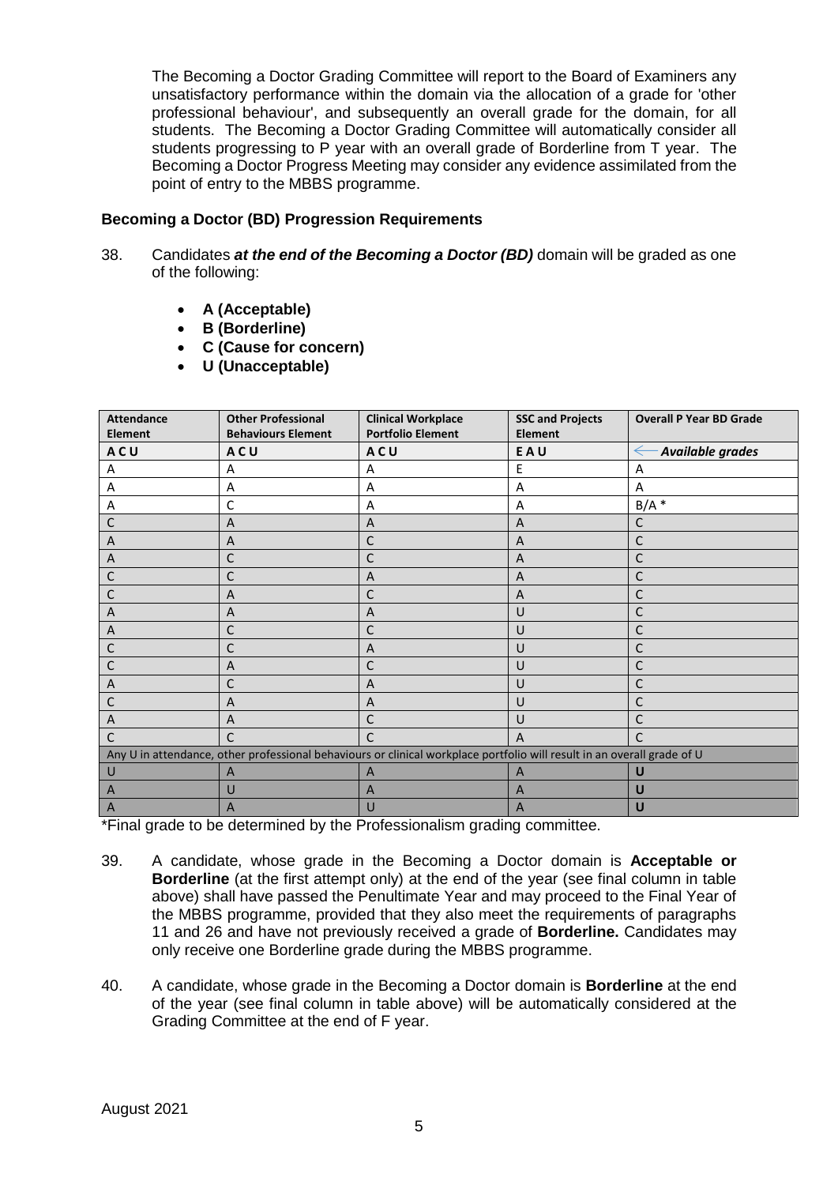The Becoming a Doctor Grading Committee will report to the Board of Examiners any unsatisfactory performance within the domain via the allocation of a grade for 'other professional behaviour', and subsequently an overall grade for the domain, for all students. The Becoming a Doctor Grading Committee will automatically consider all students progressing to P year with an overall grade of Borderline from T year. The Becoming a Doctor Progress Meeting may consider any evidence assimilated from the point of entry to the MBBS programme.

**Becoming a Doctor (BD) Progression Requirements**

38. Candidates ***at the end of the Becoming a Doctor (BD)*** domain will be graded as one of the following:

- **A (Acceptable)**
- **B (Borderline)**
- **C (Cause for concern)**
- **U (Unacceptable)**

| Attendance Element | Other Professional Behaviours Element | Clinical Workplace Portfolio Element | SSC and Projects Element | Overall P Year BD Grade |
|---|---|---|---|---|
| **A C U** | **A C U** | **A C U** | **E A U** | ← ***Available grades*** |
| A | A | A | E | A |
| A | A | A | A | A |
| A | C | A | A | B/A * |
| C | A | A | A | C |
| A | A | C | A | C |
| A | C | C | A | C |
| C | C | A | A | C |
| C | A | C | A | C |
| A | A | A | U | C |
| A | C | C | U | C |
| C | C | A | U | C |
| C | A | C | U | C |
| A | C | A | U | C |
| C | A | A | U | C |
| A | A | C | U | C |
| C | C | C | A | C |
| Any U in attendance, other professional behaviours or clinical workplace portfolio will result in an overall grade of U | | | | |
| U | A | A | A | **U** |
| A | U | A | A | **U** |
| A | A | U | A | **U** |

*Final grade to be determined by the Professionalism grading committee.

39. A candidate, whose grade in the Becoming a Doctor domain is **Acceptable or Borderline** (at the first attempt only) at the end of the year (see final column in table above) shall have passed the Penultimate Year and may proceed to the Final Year of the MBBS programme, provided that they also meet the requirements of paragraphs 11 and 26 and have not previously received a grade of **Borderline.** Candidates may only receive one Borderline grade during the MBBS programme.

40. A candidate, whose grade in the Becoming a Doctor domain is **Borderline** at the end of the year (see final column in table above) will be automatically considered at the Grading Committee at the end of F year.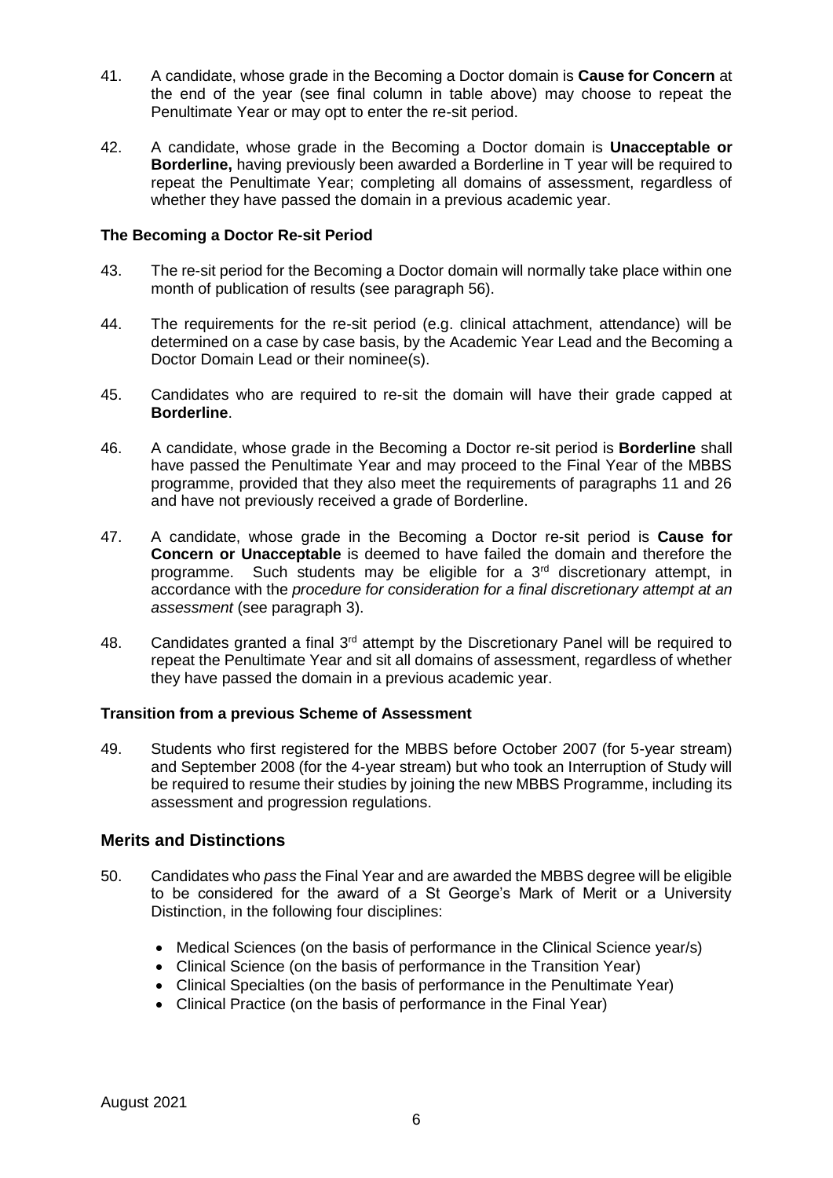41. A candidate, whose grade in the Becoming a Doctor domain is **Cause for Concern** at the end of the year (see final column in table above) may choose to repeat the Penultimate Year or may opt to enter the re-sit period.

42. A candidate, whose grade in the Becoming a Doctor domain is **Unacceptable or Borderline,** having previously been awarded a Borderline in T year will be required to repeat the Penultimate Year; completing all domains of assessment, regardless of whether they have passed the domain in a previous academic year.

### The Becoming a Doctor Re-sit Period

43. The re-sit period for the Becoming a Doctor domain will normally take place within one month of publication of results (see paragraph 56).

44. The requirements for the re-sit period (e.g. clinical attachment, attendance) will be determined on a case by case basis, by the Academic Year Lead and the Becoming a Doctor Domain Lead or their nominee(s).

45. Candidates who are required to re-sit the domain will have their grade capped at **Borderline**.

46. A candidate, whose grade in the Becoming a Doctor re-sit period is **Borderline** shall have passed the Penultimate Year and may proceed to the Final Year of the MBBS programme, provided that they also meet the requirements of paragraphs 11 and 26 and have not previously received a grade of Borderline.

47. A candidate, whose grade in the Becoming a Doctor re-sit period is **Cause for Concern or Unacceptable** is deemed to have failed the domain and therefore the programme. Such students may be eligible for a 3rd discretionary attempt, in accordance with the *procedure for consideration for a final discretionary attempt at an assessment* (see paragraph 3).

48. Candidates granted a final 3rd attempt by the Discretionary Panel will be required to repeat the Penultimate Year and sit all domains of assessment, regardless of whether they have passed the domain in a previous academic year.

### Transition from a previous Scheme of Assessment

49. Students who first registered for the MBBS before October 2007 (for 5-year stream) and September 2008 (for the 4-year stream) but who took an Interruption of Study will be required to resume their studies by joining the new MBBS Programme, including its assessment and progression regulations.

## Merits and Distinctions

50. Candidates who *pass* the Final Year and are awarded the MBBS degree will be eligible to be considered for the award of a St George's Mark of Merit or a University Distinction, in the following four disciplines:

   - Medical Sciences (on the basis of performance in the Clinical Science year/s)
   - Clinical Science (on the basis of performance in the Transition Year)
   - Clinical Specialties (on the basis of performance in the Penultimate Year)
   - Clinical Practice (on the basis of performance in the Final Year)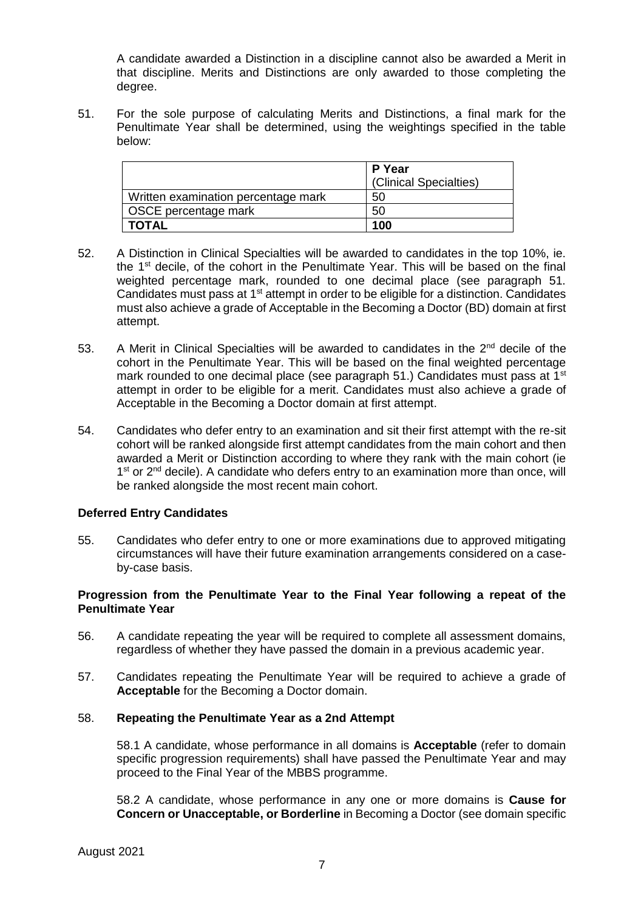A candidate awarded a Distinction in a discipline cannot also be awarded a Merit in that discipline. Merits and Distinctions are only awarded to those completing the degree.

51. For the sole purpose of calculating Merits and Distinctions, a final mark for the Penultimate Year shall be determined, using the weightings specified in the table below:

| | **P Year** (Clinical Specialties) |
|---|---|
| Written examination percentage mark | 50 |
| OSCE percentage mark | 50 |
| **TOTAL** | **100** |

52. A Distinction in Clinical Specialties will be awarded to candidates in the top 10%, ie. the 1st decile, of the cohort in the Penultimate Year. This will be based on the final weighted percentage mark, rounded to one decimal place (see paragraph 51. Candidates must pass at 1st attempt in order to be eligible for a distinction. Candidates must also achieve a grade of Acceptable in the Becoming a Doctor (BD) domain at first attempt.

53. A Merit in Clinical Specialties will be awarded to candidates in the 2nd decile of the cohort in the Penultimate Year. This will be based on the final weighted percentage mark rounded to one decimal place (see paragraph 51.) Candidates must pass at 1st attempt in order to be eligible for a merit. Candidates must also achieve a grade of Acceptable in the Becoming a Doctor domain at first attempt.

54. Candidates who defer entry to an examination and sit their first attempt with the re-sit cohort will be ranked alongside first attempt candidates from the main cohort and then awarded a Merit or Distinction according to where they rank with the main cohort (ie 1st or 2nd decile). A candidate who defers entry to an examination more than once, will be ranked alongside the most recent main cohort.

**Deferred Entry Candidates**

55. Candidates who defer entry to one or more examinations due to approved mitigating circumstances will have their future examination arrangements considered on a case-by-case basis.

**Progression from the Penultimate Year to the Final Year following a repeat of the Penultimate Year**

56. A candidate repeating the year will be required to complete all assessment domains, regardless of whether they have passed the domain in a previous academic year.

57. Candidates repeating the Penultimate Year will be required to achieve a grade of **Acceptable** for the Becoming a Doctor domain.

58. **Repeating the Penultimate Year as a 2nd Attempt**

58.1 A candidate, whose performance in all domains is **Acceptable** (refer to domain specific progression requirements) shall have passed the Penultimate Year and may proceed to the Final Year of the MBBS programme.

58.2 A candidate, whose performance in any one or more domains is **Cause for Concern or Unacceptable, or Borderline** in Becoming a Doctor (see domain specific

August 2021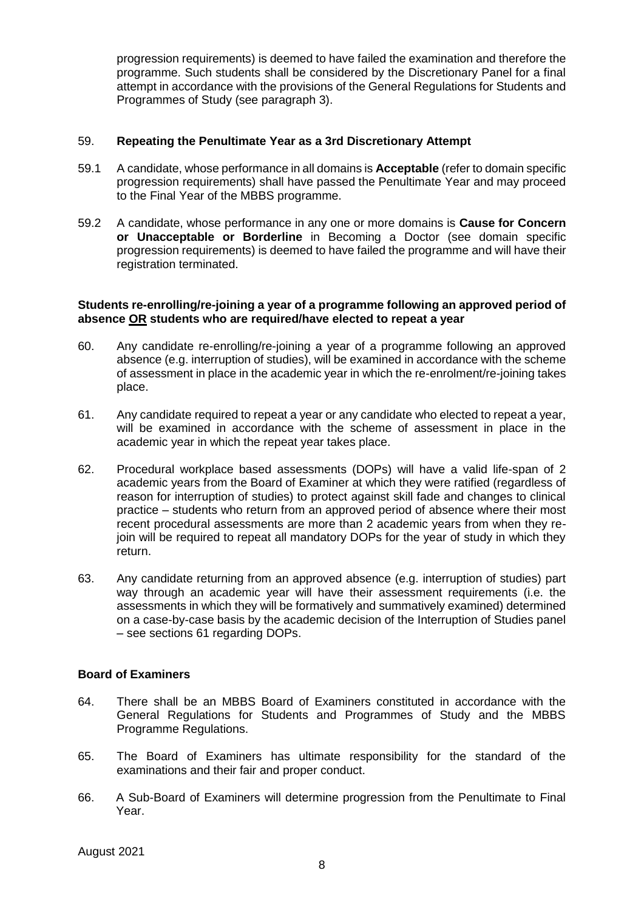progression requirements) is deemed to have failed the examination and therefore the programme. Such students shall be considered by the Discretionary Panel for a final attempt in accordance with the provisions of the General Regulations for Students and Programmes of Study (see paragraph 3).

59. **Repeating the Penultimate Year as a 3rd Discretionary Attempt**

59.1 A candidate, whose performance in all domains is **Acceptable** (refer to domain specific progression requirements) shall have passed the Penultimate Year and may proceed to the Final Year of the MBBS programme.

59.2 A candidate, whose performance in any one or more domains is **Cause for Concern or Unacceptable or Borderline** in Becoming a Doctor (see domain specific progression requirements) is deemed to have failed the programme and will have their registration terminated.

**Students re-enrolling/re-joining a year of a programme following an approved period of absence <u>OR</u> students who are required/have elected to repeat a year**

60. Any candidate re-enrolling/re-joining a year of a programme following an approved absence (e.g. interruption of studies), will be examined in accordance with the scheme of assessment in place in the academic year in which the re-enrolment/re-joining takes place.

61. Any candidate required to repeat a year or any candidate who elected to repeat a year, will be examined in accordance with the scheme of assessment in place in the academic year in which the repeat year takes place.

62. Procedural workplace based assessments (DOPs) will have a valid life-span of 2 academic years from the Board of Examiner at which they were ratified (regardless of reason for interruption of studies) to protect against skill fade and changes to clinical practice – students who return from an approved period of absence where their most recent procedural assessments are more than 2 academic years from when they re-join will be required to repeat all mandatory DOPs for the year of study in which they return.

63. Any candidate returning from an approved absence (e.g. interruption of studies) part way through an academic year will have their assessment requirements (i.e. the assessments in which they will be formatively and summatively examined) determined on a case-by-case basis by the academic decision of the Interruption of Studies panel – see sections 61 regarding DOPs.

**Board of Examiners**

64. There shall be an MBBS Board of Examiners constituted in accordance with the General Regulations for Students and Programmes of Study and the MBBS Programme Regulations.

65. The Board of Examiners has ultimate responsibility for the standard of the examinations and their fair and proper conduct.

66. A Sub-Board of Examiners will determine progression from the Penultimate to Final Year.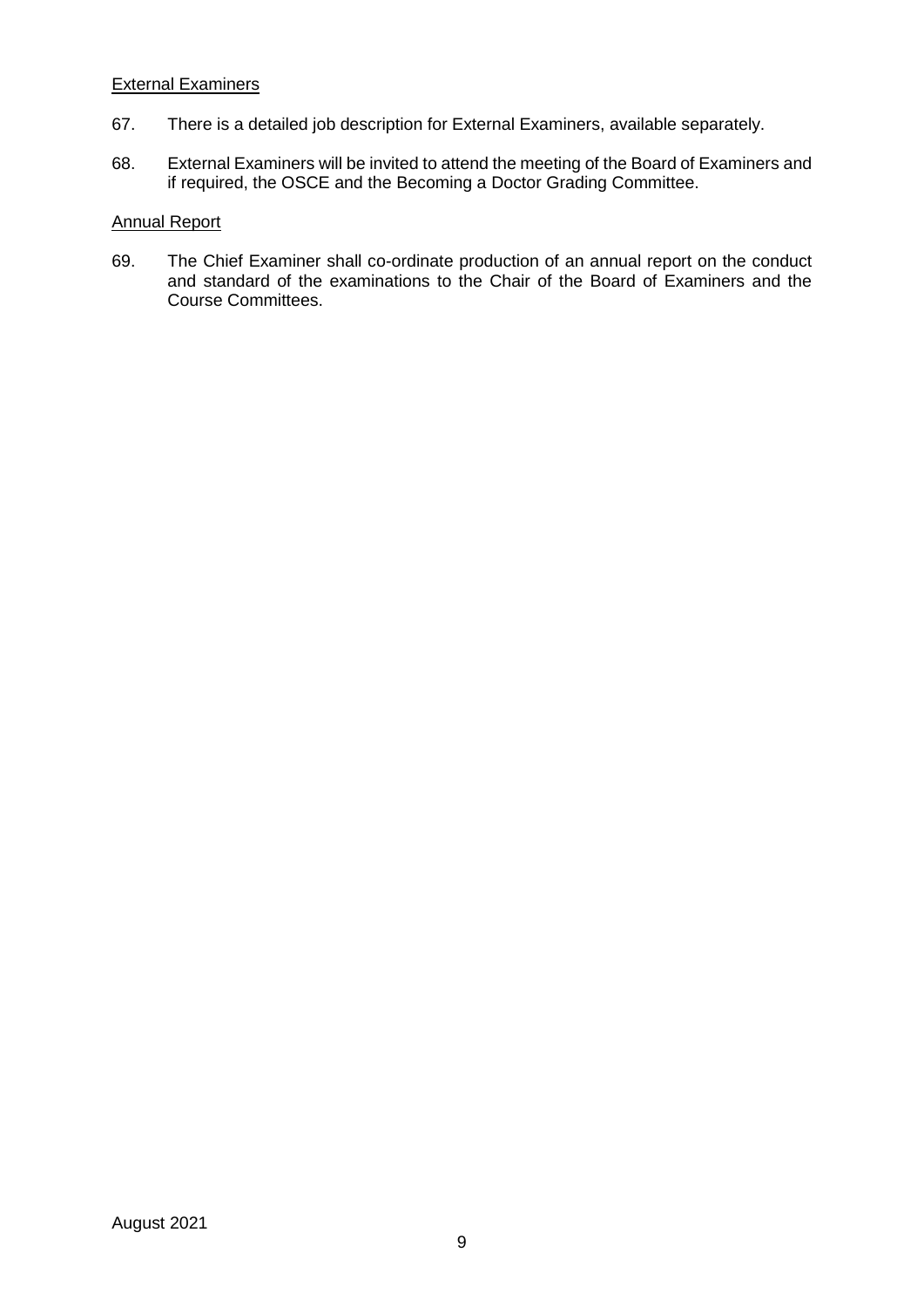External Examiners

67. There is a detailed job description for External Examiners, available separately.

68. External Examiners will be invited to attend the meeting of the Board of Examiners and if required, the OSCE and the Becoming a Doctor Grading Committee.

Annual Report

69. The Chief Examiner shall co-ordinate production of an annual report on the conduct and standard of the examinations to the Chair of the Board of Examiners and the Course Committees.

August 2021